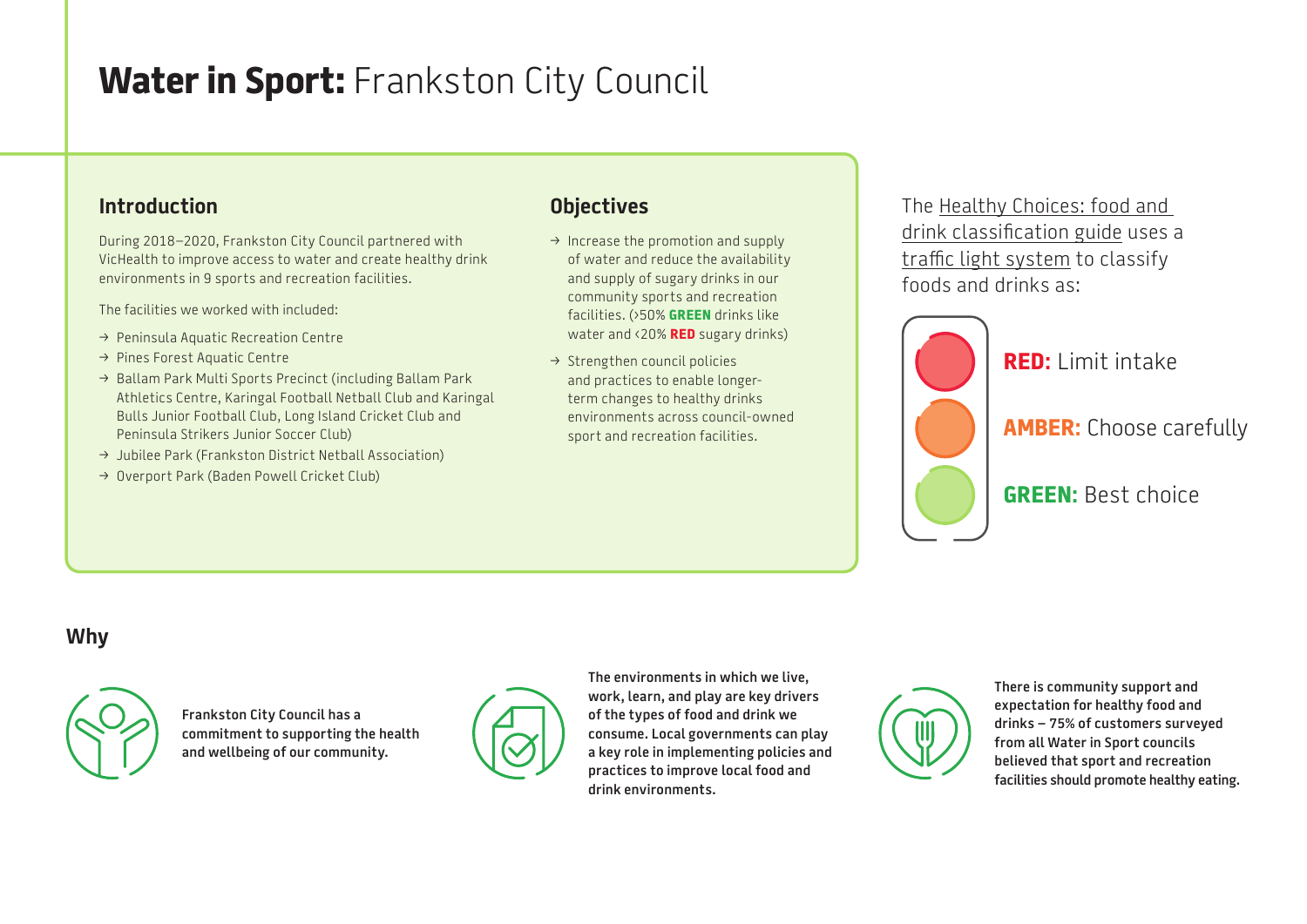# **Water in Sport:** Frankston City Council

## Introduction

During 2018–2020, Frankston City Council partnered with VicHealth to improve access to water and create healthy drink environments in 9 sports and recreation facilities.

The facilities we worked with included:

- → Peninsula Aquatic Recreation Centre
- → Pines Forest Aquatic Centre
- → Ballam Park Multi Sports Precinct (including Ballam Park Athletics Centre, Karingal Football Netball Club and Karingal Bulls Junior Football Club, Long Island Cricket Club and Peninsula Strikers Junior Soccer Club)
- → Jubilee Park (Frankston District Netball Association)
- → Overport Park (Baden Powell Cricket Club)

## Objectives

- → Increase the promotion and supply of water and reduce the availability and supply of sugary drinks in our community sports and recreation facilities. (>50% **GREEN** drinks like water and <20% **RED** sugary drinks)
- → Strengthen council policies and practices to enable longer-term changes to healthy drinks environments across council-owned sport and recreation facilities.

The Healthy Choices: food and drink classification guide uses a traffic light system to classify foods and drinks as:

**RED:** Limit intake

**AMBER:** Choose carefully

**GREEN:** Best choice

## Why

**Frankston City Council has a commitment to supporting the health and wellbeing of our community.**

**The environments in which we live, work, learn, and play are key drivers of the types of food and drink we consume. Local governments can play a key role in implementing policies and practices to improve local food and drink environments.**

**There is community support and expectation for healthy food and drinks – 75% of customers surveyed from all Water in Sport councils believed that sport and recreation facilities should promote healthy eating.**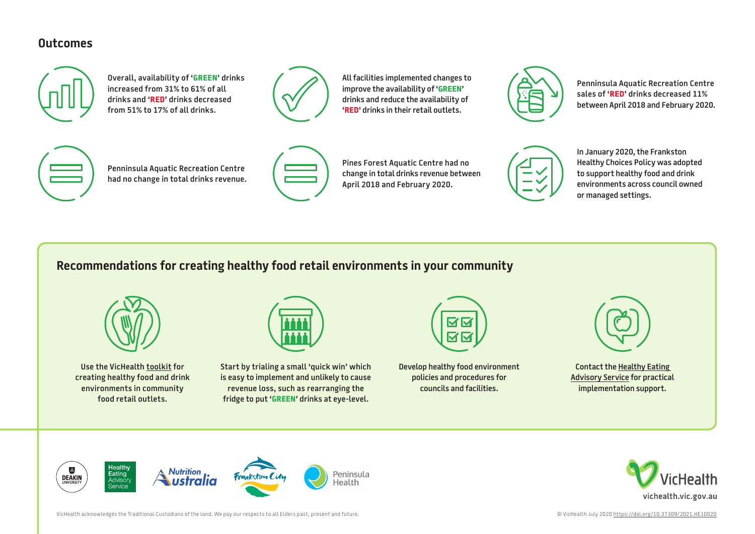## Outcomes

Overall, availability of '**GREEN**' drinks increased from 31% to 61% of all drinks and '**RED**' drinks decreased from 51% to 17% of all drinks.

All facilities implemented changes to improve the availability of '**GREEN**' drinks and reduce the availability of '**RED**' drinks in their retail outlets.

Penninsula Aquatic Recreation Centre sales of '**RED**' drinks decreased 11% between April 2018 and February 2020.

Penninsula Aquatic Recreation Centre had no change in total drinks revenue.

Pines Forest Aquatic Centre had no change in total drinks revenue between April 2018 and February 2020.

In January 2020, the Frankston Healthy Choices Policy was adopted to support healthy food and drink environments across council owned or managed settings.

## Recommendations for creating healthy food retail environments in your community

Use the VicHealth toolkit for creating healthy food and drink environments in community food retail outlets.

Start by trialing a small 'quick win' which is easy to implement and unlikely to cause revenue loss, such as rearranging the fridge to put '**GREEN**' drinks at eye-level.

Develop healthy food environment policies and procedures for councils and facilities.

Contact the Healthy Eating Advisory Service for practical implementation support.

Deakin University | Healthy Eating Advisory Service | Nutrition Australia | Frankston City | Peninsula Health | VicHealth

vichealth.vic.gov.au

VicHealth acknowledges the Traditional Custodians of the land. We pay our respects to all Elders past, present and future.

© VicHealth July 2020 https://doi.org/10.37309/2021.HE1002D